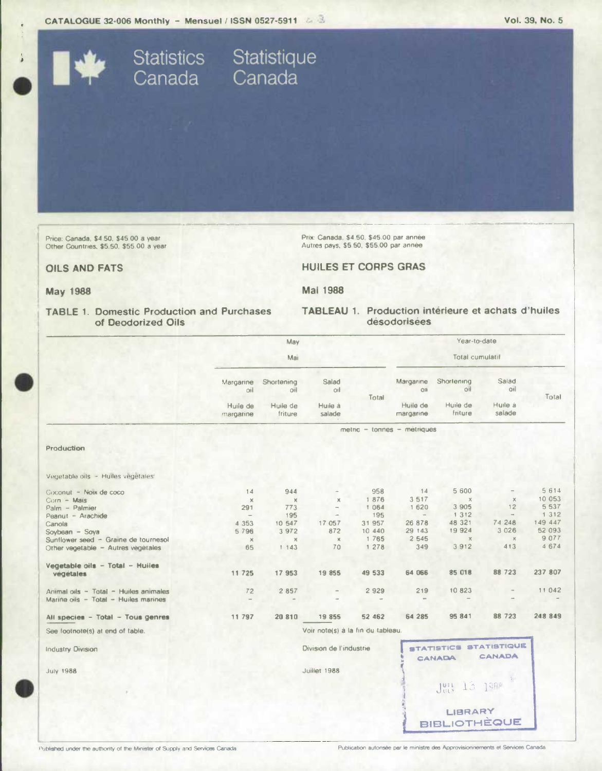CATALOGUE 32-006 Monthly – Mensuel / ISSN 0527-5911

Vol. 39, No. 5

Statistics Canada Statistique Canada

Price: Canada, $4.50, $45.00 a year
Other Countries, $5.50, $55.00 a year

Prix: Canada, $4.50, $45.00 par année
Autres pays, $5.50, $55.00 par année

# OILS AND FATS

# HUILES ET CORPS GRAS

## May 1988

## Mai 1988

### TABLE 1. Domestic Production and Purchases of Deodorized Oils

### TABLEAU 1. Production intérieure et achats d'huiles désodorisées

| | May / Mai | | | | Year-to-date / Total cumulatif | | | |
|---|---|---|---|---|---|---|---|---|
| | Margarine oil / Huile de margarine | Shortening oil / Huile de friture | Salad oil / Huile à salade | Total | Margarine oil / Huile de margarine | Shortening oil / Huile de friture | Salad oil / Huile à salade | Total |
| | metric – tonnes – métriques | | | | | | | |
| **Production** | | | | | | | | |
| Vegetable oils – Huiles végétales: | | | | | | | | |
| Coconut – Noix de coco | 14 | 944 | – | 958 | 14 | 5 600 | – | 5 614 |
| Corn – Maïs | x | x | x | 1 876 | 3 517 | x | x | 10 053 |
| Palm – Palmier | 291 | 773 | – | 1 064 | 1 620 | 3 905 | 12 | 5 537 |
| Peanut – Arachide | – | 195 | – | 195 | – | 1 312 | – | 1 312 |
| Canola | 4 353 | 10 547 | 17 057 | 31 957 | 26 878 | 48 321 | 74 248 | 149 447 |
| Soybean – Soya | 5 796 | 3 972 | 872 | 10 440 | 29 143 | 19 924 | 3 026 | 52 093 |
| Sunflower seed – Graine de tournesol | x | x | x | 1 765 | 2 545 | x | x | 9 077 |
| Other vegetable – Autres végétales | 65 | 1 143 | 70 | 1 278 | 349 | 3 912 | 413 | 4 674 |
| **Vegetable oils – Total – Huiles végétales** | 11 725 | 17 953 | 19 855 | 49 533 | 64 066 | 85 018 | 88 723 | 237 807 |
| Animal oils – Total – Huiles animales | 72 | 2 857 | – | 2 929 | 219 | 10 823 | – | 11 042 |
| Marine oils – Total – Huiles marines | – | – | – | – | – | – | – | – |
| **All species – Total – Tous genres** | 11 797 | 20 810 | 19 855 | 52 462 | 64 285 | 95 841 | 88 723 | 248 849 |

See footnote(s) at end of table.

Voir note(s) à la fin du tableau.

Industry Division

Division de l'industrie

July 1988

Juillet 1988

STATISTICS CANADA STATISTIQUE CANADA
JUL 13 1988
LIBRARY BIBLIOTHÈQUE

Published under the authority of the Minister of Supply and Services Canada

Publication autorisée par le ministre des Approvisionnements et Services Canada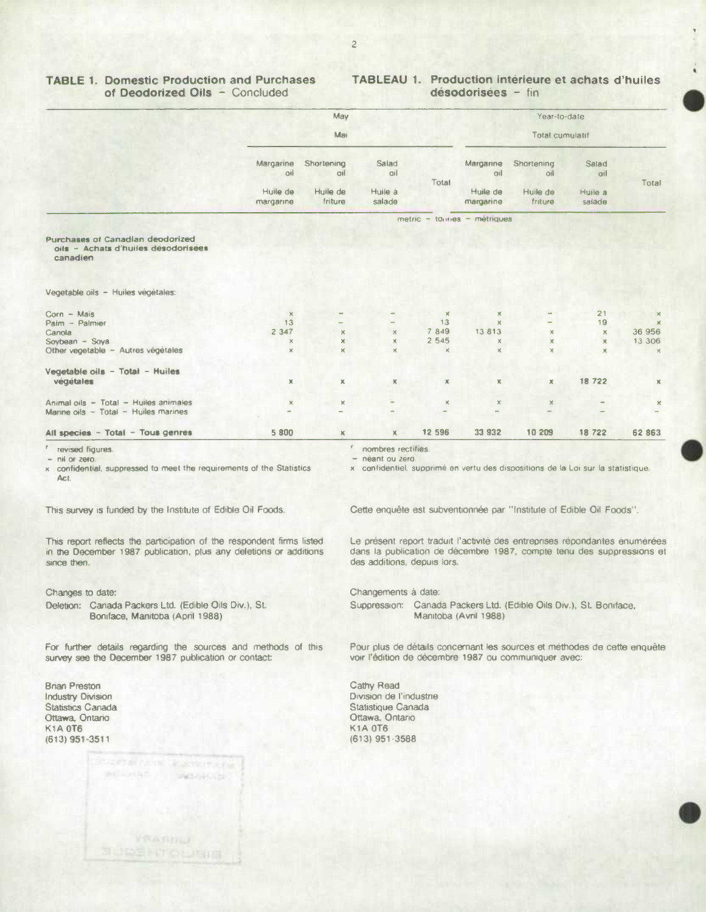**TABLE 1. Domestic Production and Purchases of Deodorized Oils** – Concluded

**TABLEAU 1. Production intérieure et achats d'huiles désodorisées** – fin

| | May / Mai | | | | Year-to-date / Total cumulatif | | | |
|---|---|---|---|---|---|---|---|---|
| | Margarine oil / Huile de margarine | Shortening oil / Huile de friture | Salad oil / Huile à salade | Total | Margarine oil / Huile de margarine | Shortening oil / Huile de friture | Salad oil / Huile à salade | Total |
| | metric – tonnes – métriques | | | | | | | |
| **Purchases of Canadian deodorized oils – Achats d'huiles désodorisées canadien** | | | | | | | | |
| Vegetable oils – Huiles végétales: | | | | | | | | |
| Corn – Maïs | x | – | – | x | x | – | 21 | x |
| Palm – Palmier | 13 | – | – | 13 | x | – | 19 | x |
| Canola | 2 347 | x | x | 7 849 | 13 813 | x | x | 36 956 |
| Soybean – Soya | x | x | x | 2 545 | x | x | x | 13 306 |
| Other vegetable – Autres végétales | x | x | x | x | x | x | x | x |
| **Vegetable oils – Total – Huiles végétales** | x | x | x | x | x | x | 18 722 | x |
| Animal oils – Total – Huiles animales | x | x | – | x | x | x | – | x |
| Marine oils – Total – Huiles marines | – | – | – | – | – | – | – | – |
| **All species – Total – Tous genres** | 5 800 | x | x | 12 596 | 33 932 | 10 209 | 18 722 | 62 863 |

r revised figures.
– nil or zero.
x confidential, suppressed to meet the requirements of the Statistics Act.

r nombres rectifiés.
– néant ou zero.
x confidentiel, supprimé en vertu des dispositions de la Loi sur la statistique.

This survey is funded by the Institute of Edible Oil Foods.

This report reflects the participation of the respondent firms listed in the December 1987 publication, plus any deletions or additions since then.

Changes to date:

Deletion: Canada Packers Ltd. (Edible Oils Div.), St. Boniface, Manitoba (April 1988)

For further details regarding the sources and methods of this survey see the December 1987 publication or contact:

Brian Preston
Industry Division
Statistics Canada
Ottawa, Ontario
K1A 0T6
(613) 951-3511

Cette enquête est subventionnée par "Institute of Edible Oil Foods".

Le présent report traduit l'activité des entreprises répondantes enumérées dans la publication de décembre 1987, compte tenu des suppressions et des additions, depuis lors.

Changements à date:

Suppression: Canada Packers Ltd. (Edible Oils Div.), St. Boniface, Manitoba (Avril 1988)

Pour plus de détails concernant les sources et méthodes de cette enquête voir l'édition de décembre 1987 ou communiquer avec:

Cathy Read
Division de l'industrie
Statistique Canada
Ottawa, Ontario
K1A 0T6
(613) 951-3588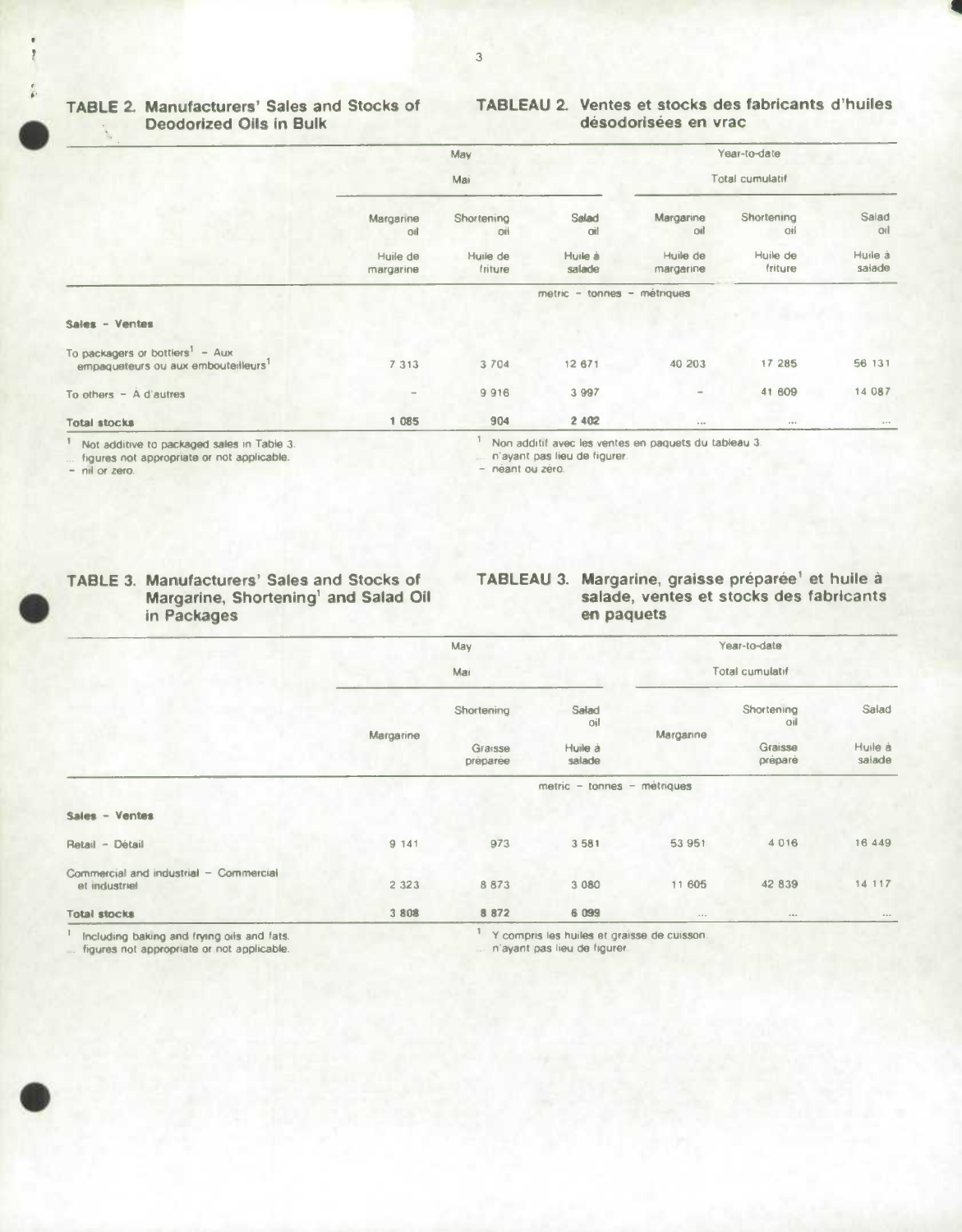## TABLE 2. Manufacturers' Sales and Stocks of Deodorized Oils in Bulk

## TABLEAU 2. Ventes et stocks des fabricants d'huiles désodorisées en vrac

| | May | | | Year-to-date | | |
|---|---|---|---|---|---|---|
| | Mai | | | Total cumulatif | | |
| | Margarine oil | Shortening oil | Salad oil | Margarine oil | Shortening oil | Salad oil |
| | Huile de margarine | Huile de friture | Huile à salade | Huile de margarine | Huile de friture | Huile à salade |
| | metric - tonnes - métriques | | | | | |
| **Sales - Ventes** | | | | | | |
| To packagers or bottlers[1] - Aux empaqueteurs ou aux embouteilleurs[1] | 7 313 | 3 704 | 12 671 | 40 203 | 17 285 | 56 131 |
| To others - A d'autres | - | 9 916 | 3 997 | - | 41 609 | 14 087 |
| **Total stocks** | 1 085 | 904 | 2 402 | ... | ... | ... |

[1] Not additive to packaged sales in Table 3.
... figures not appropriate or not applicable.
- nil or zero.

[1] Non additif avec les ventes en paquets du tableau 3.
... n'ayant pas lieu de figurer.
- néant ou zéro.

## TABLE 3. Manufacturers' Sales and Stocks of Margarine, Shortening[1] and Salad Oil in Packages

## TABLEAU 3. Margarine, graisse préparée[1] et huile à salade, ventes et stocks des fabricants en paquets

| | May | | | Year-to-date | | |
|---|---|---|---|---|---|---|
| | Mai | | | Total cumulatif | | |
| | Margarine | Shortening | Salad oil | Margarine | Shortening oil | Salad |
| | | Graisse préparée | Huile à salade | | Graisse préparé | Huile à salade |
| | metric - tonnes - métriques | | | | | |
| **Sales - Ventes** | | | | | | |
| Retail - Détail | 9 141 | 973 | 3 581 | 53 951 | 4 016 | 16 449 |
| Commercial and industrial - Commercial et industriel | 2 323 | 8 873 | 3 080 | 11 605 | 42 839 | 14 117 |
| **Total stocks** | 3 808 | 8 872 | 6 099 | ... | ... | ... |

[1] Including baking and frying oils and fats.
... figures not appropriate or not applicable.

[1] Y compris les huiles et graisse de cuisson.
... n'ayant pas lieu de figurer.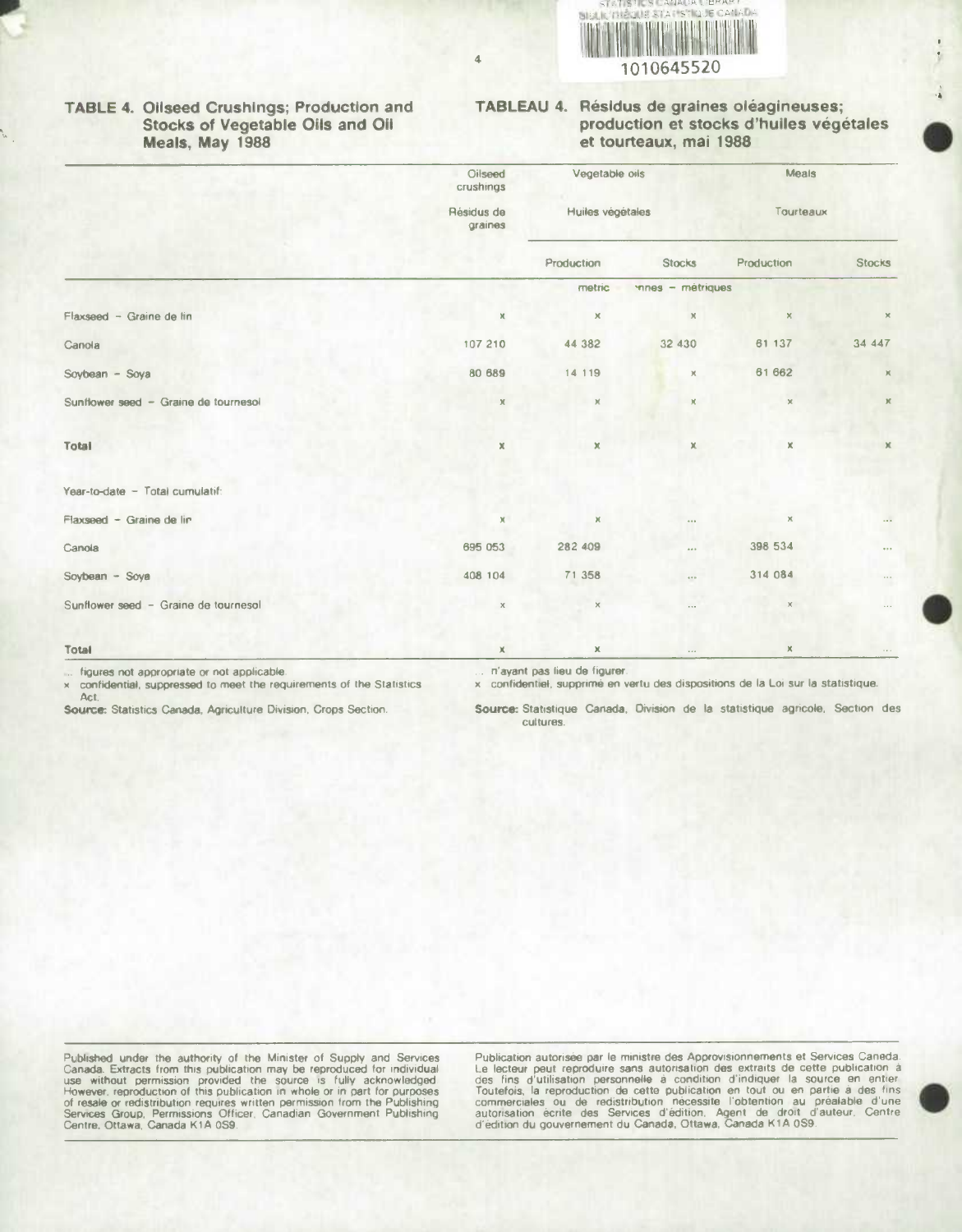**TABLE 4. Oilseed Crushings; Production and Stocks of Vegetable Oils and Oil Meals, May 1988**

**TABLEAU 4. Résidus de graines oléagineuses; production et stocks d'huiles végétales et tourteaux, mai 1988**

| | Oilseed crushings<br>Résidus de graines | Vegetable oils<br>Huiles végétales | | Meals<br>Tourteaux | |
|---|---|---|---|---|---|
| | | Production | Stocks | Production | Stocks |
| | metric tonnes – tonnes métriques | | | | |
| Flaxseed – Graine de lin | x | x | x | x | x |
| Canola | 107 210 | 44 382 | 32 430 | 61 137 | 34 447 |
| Soybean – Soya | 80 689 | 14 119 | x | 61 662 | x |
| Sunflower seed – Graine de tournesol | x | x | x | x | x |
| **Total** | x | x | x | x | x |
| Year-to-date – Total cumulatif: | | | | | |
| Flaxseed – Graine de lin | x | x | ... | x | ... |
| Canola | 695 053 | 282 409 | ... | 398 534 | ... |
| Soybean – Soya | 408 104 | 71 358 | ... | 314 084 | ... |
| Sunflower seed – Graine de tournesol | x | x | ... | x | ... |
| **Total** | x | x | ... | x | ... |

... figures not appropriate or not applicable.
x confidential, suppressed to meet the requirements of the Statistics Act.

**Source:** Statistics Canada, Agriculture Division, Crops Section.

... n'ayant pas lieu de figurer.
x confidentiel, supprimé en vertu des dispositions de la Loi sur la statistique.

**Source:** Statistique Canada, Division de la statistique agricole, Section des cultures.

Published under the authority of the Minister of Supply and Services Canada. Extracts from this publication may be reproduced for individual use without permission provided the source is fully acknowledged. However, reproduction of this publication in whole or in part for purposes of resale or redistribution requires written permission from the Publishing Services Group, Permissions Officer, Canadian Government Publishing Centre, Ottawa, Canada K1A 0S9.

Publication autorisée par le ministre des Approvisionnements et Services Canada. Le lecteur peut reproduire sans autorisation des extraits de cette publication à des fins d'utilisation personnelle à condition d'indiquer la source en entier. Toutefois, la reproduction de cette publication en tout ou en partie à des fins commerciales ou de redistribution nécessite l'obtention au préalable d'une autorisation écrite des Services d'édition, Agent de droit d'auteur, Centre d'édition du gouvernement du Canada, Ottawa, Canada K1A 0S9.